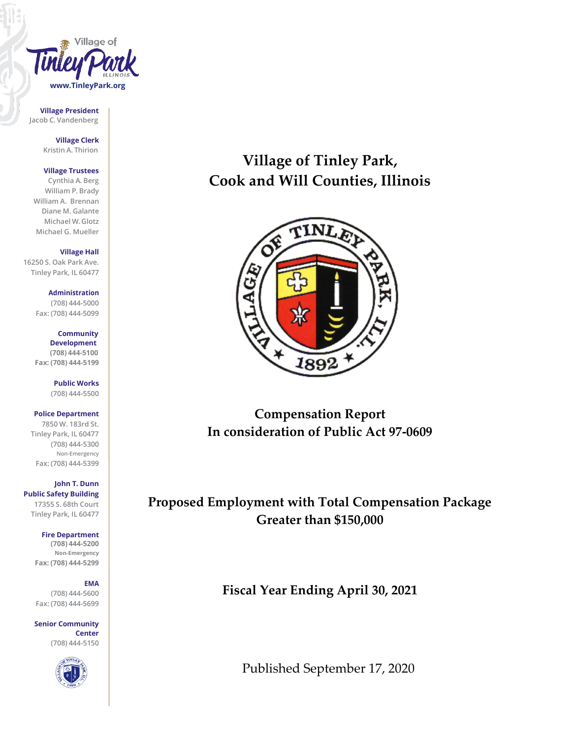Village of Tinley Park ILLINOIS
www.TinleyPark.org

**Village President**
Jacob C. Vandenberg

**Village Clerk**
Kristin A. Thirion

**Village Trustees**
Cynthia A. Berg
William P. Brady
William A. Brennan
Diane M. Galante
Michael W. Glotz
Michael G. Mueller

**Village Hall**
16250 S. Oak Park Ave.
Tinley Park, IL 60477

**Administration**
(708) 444-5000
Fax: (708) 444-5099

**Community Development**
(708) 444-5100
Fax: (708) 444-5199

**Public Works**
(708) 444-5500

**Police Department**
7850 W. 183rd St.
Tinley Park, IL 60477
(708) 444-5300
Non-Emergency
Fax: (708) 444-5399

**John T. Dunn Public Safety Building**
17355 S. 68th Court
Tinley Park, IL 60477

**Fire Department**
(708) 444-5200
Non-Emergency
Fax: (708) 444-5299

**EMA**
(708) 444-5600
Fax: (708) 444-5699

**Senior Community Center**
(708) 444-5150

# Village of Tinley Park, Cook and Will Counties, Illinois

## Compensation Report In consideration of Public Act 97-0609

## Proposed Employment with Total Compensation Package Greater than $150,000

## Fiscal Year Ending April 30, 2021

Published September 17, 2020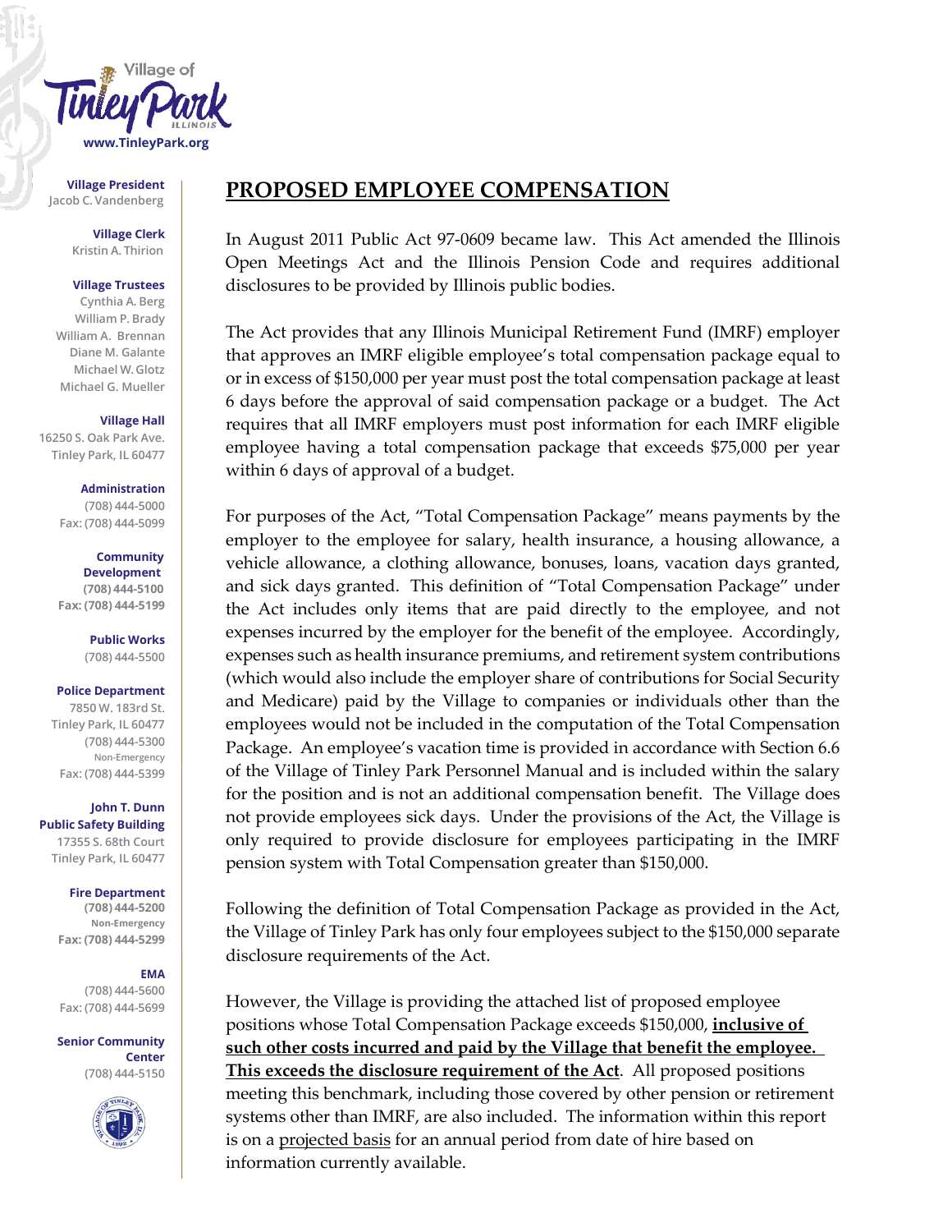Village of Tinley Park ILLINOIS
www.TinleyPark.org

**Village President**
Jacob C. Vandenberg

**Village Clerk**
Kristin A. Thirion

**Village Trustees**
Cynthia A. Berg
William P. Brady
William A. Brennan
Diane M. Galante
Michael W. Glotz
Michael G. Mueller

**Village Hall**
16250 S. Oak Park Ave.
Tinley Park, IL 60477

**Administration**
(708) 444-5000
Fax: (708) 444-5099

**Community Development**
(708) 444-5100
Fax: (708) 444-5199

**Public Works**
(708) 444-5500

**Police Department**
7850 W. 183rd St.
Tinley Park, IL 60477
(708) 444-5300
Non-Emergency
Fax: (708) 444-5399

**John T. Dunn Public Safety Building**
17355 S. 68th Court
Tinley Park, IL 60477

**Fire Department**
(708) 444-5200
Non-Emergency
Fax: (708) 444-5299

**EMA**
(708) 444-5600
Fax: (708) 444-5699

**Senior Community Center**
(708) 444-5150

# PROPOSED EMPLOYEE COMPENSATION

In August 2011 Public Act 97-0609 became law. This Act amended the Illinois Open Meetings Act and the Illinois Pension Code and requires additional disclosures to be provided by Illinois public bodies.

The Act provides that any Illinois Municipal Retirement Fund (IMRF) employer that approves an IMRF eligible employee's total compensation package equal to or in excess of $150,000 per year must post the total compensation package at least 6 days before the approval of said compensation package or a budget. The Act requires that all IMRF employers must post information for each IMRF eligible employee having a total compensation package that exceeds $75,000 per year within 6 days of approval of a budget.

For purposes of the Act, "Total Compensation Package" means payments by the employer to the employee for salary, health insurance, a housing allowance, a vehicle allowance, a clothing allowance, bonuses, loans, vacation days granted, and sick days granted. This definition of "Total Compensation Package" under the Act includes only items that are paid directly to the employee, and not expenses incurred by the employer for the benefit of the employee. Accordingly, expenses such as health insurance premiums, and retirement system contributions (which would also include the employer share of contributions for Social Security and Medicare) paid by the Village to companies or individuals other than the employees would not be included in the computation of the Total Compensation Package. An employee's vacation time is provided in accordance with Section 6.6 of the Village of Tinley Park Personnel Manual and is included within the salary for the position and is not an additional compensation benefit. The Village does not provide employees sick days. Under the provisions of the Act, the Village is only required to provide disclosure for employees participating in the IMRF pension system with Total Compensation greater than $150,000.

Following the definition of Total Compensation Package as provided in the Act, the Village of Tinley Park has only four employees subject to the $150,000 separate disclosure requirements of the Act.

However, the Village is providing the attached list of proposed employee positions whose Total Compensation Package exceeds $150,000, **inclusive of such other costs incurred and paid by the Village that benefit the employee. This exceeds the disclosure requirement of the Act**. All proposed positions meeting this benchmark, including those covered by other pension or retirement systems other than IMRF, are also included. The information within this report is on a projected basis for an annual period from date of hire based on information currently available.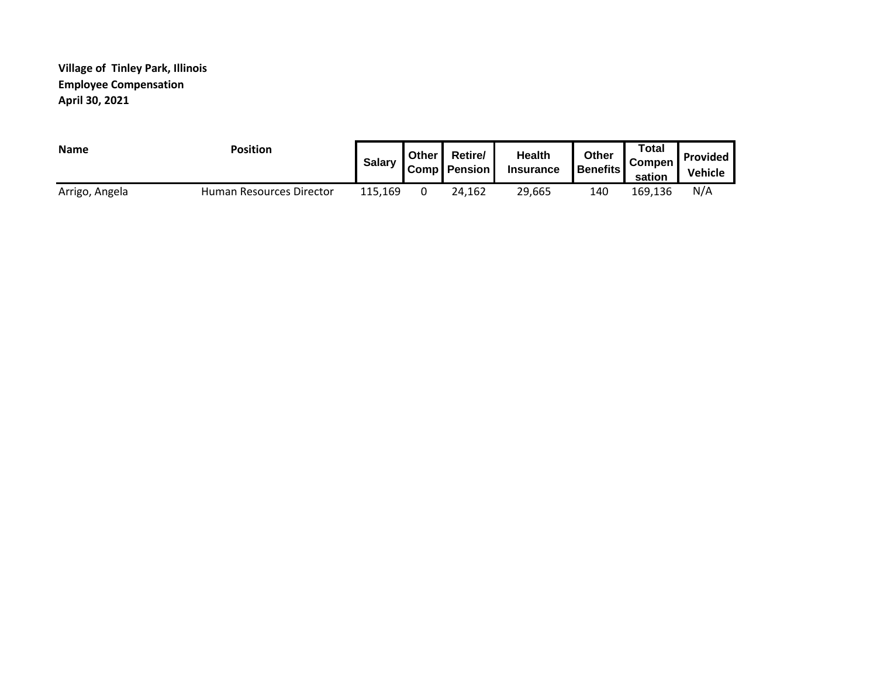**Village of Tinley Park, Illinois**
**Employee Compensation**
**April 30, 2021**

| Name | Position | Salary | Other Comp | Retire/ Pension | Health Insurance | Other Benefits | Total Compensation | Provided Vehicle |
|---|---|---|---|---|---|---|---|---|
| Arrigo, Angela | Human Resources Director | 115,169 | 0 | 24,162 | 29,665 | 140 | 169,136 | N/A |